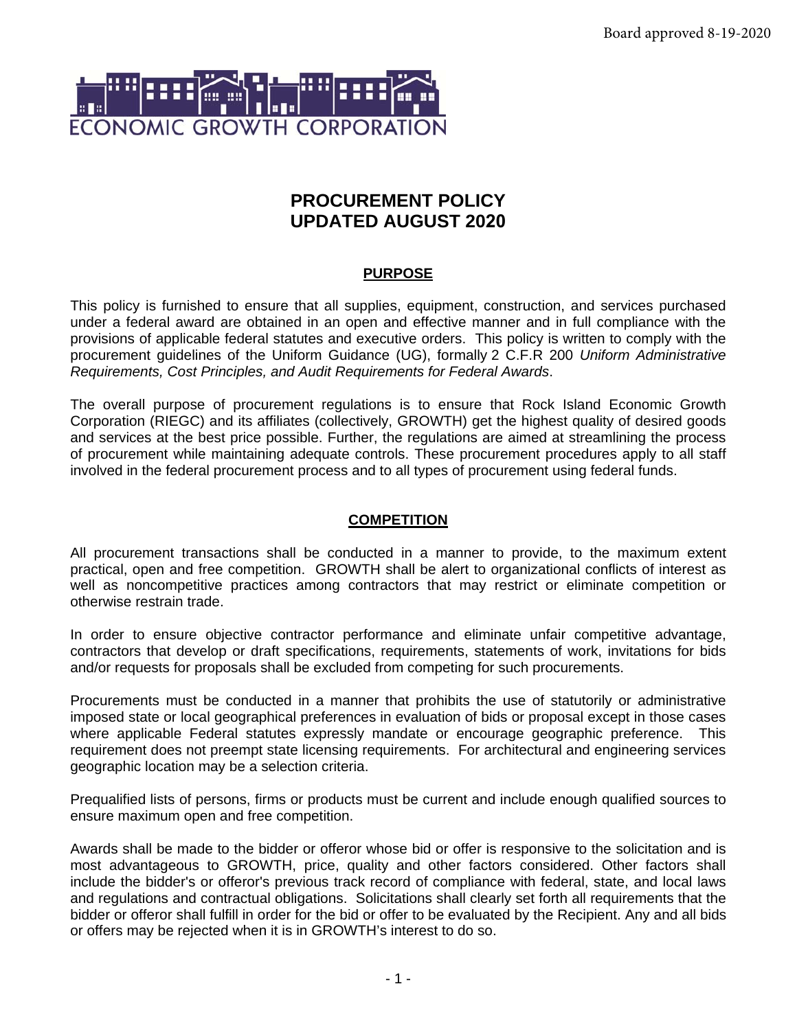Board approved 8-19-2020

ECONOMIC GROWTH CORPORATION

# PROCUREMENT POLICY
# UPDATED AUGUST 2020

## PURPOSE

This policy is furnished to ensure that all supplies, equipment, construction, and services purchased under a federal award are obtained in an open and effective manner and in full compliance with the provisions of applicable federal statutes and executive orders. This policy is written to comply with the procurement guidelines of the Uniform Guidance (UG), formally 2 C.F.R 200 *Uniform Administrative Requirements, Cost Principles, and Audit Requirements for Federal Awards*.

The overall purpose of procurement regulations is to ensure that Rock Island Economic Growth Corporation (RIEGC) and its affiliates (collectively, GROWTH) get the highest quality of desired goods and services at the best price possible. Further, the regulations are aimed at streamlining the process of procurement while maintaining adequate controls. These procurement procedures apply to all staff involved in the federal procurement process and to all types of procurement using federal funds.

## COMPETITION

All procurement transactions shall be conducted in a manner to provide, to the maximum extent practical, open and free competition. GROWTH shall be alert to organizational conflicts of interest as well as noncompetitive practices among contractors that may restrict or eliminate competition or otherwise restrain trade.

In order to ensure objective contractor performance and eliminate unfair competitive advantage, contractors that develop or draft specifications, requirements, statements of work, invitations for bids and/or requests for proposals shall be excluded from competing for such procurements.

Procurements must be conducted in a manner that prohibits the use of statutorily or administrative imposed state or local geographical preferences in evaluation of bids or proposal except in those cases where applicable Federal statutes expressly mandate or encourage geographic preference. This requirement does not preempt state licensing requirements. For architectural and engineering services geographic location may be a selection criteria.

Prequalified lists of persons, firms or products must be current and include enough qualified sources to ensure maximum open and free competition.

Awards shall be made to the bidder or offeror whose bid or offer is responsive to the solicitation and is most advantageous to GROWTH, price, quality and other factors considered. Other factors shall include the bidder's or offeror's previous track record of compliance with federal, state, and local laws and regulations and contractual obligations. Solicitations shall clearly set forth all requirements that the bidder or offeror shall fulfill in order for the bid or offer to be evaluated by the Recipient. Any and all bids or offers may be rejected when it is in GROWTH's interest to do so.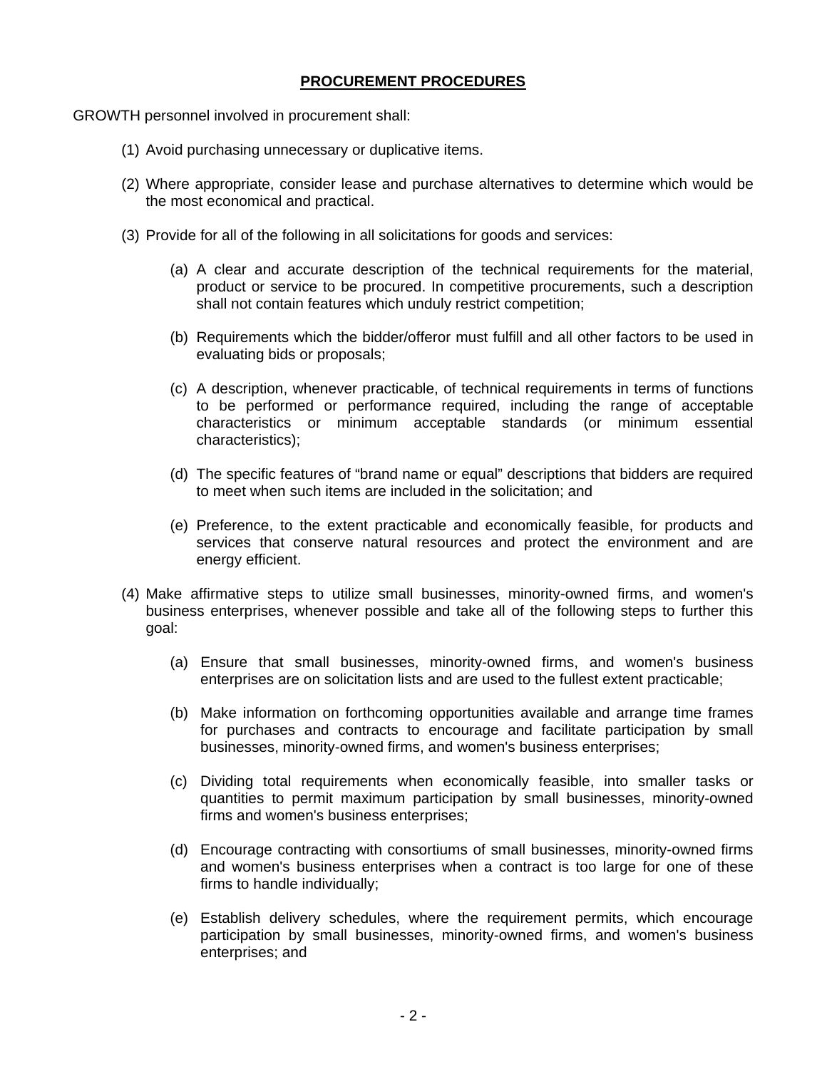## PROCUREMENT PROCEDURES

GROWTH personnel involved in procurement shall:

(1) Avoid purchasing unnecessary or duplicative items.

(2) Where appropriate, consider lease and purchase alternatives to determine which would be the most economical and practical.

(3) Provide for all of the following in all solicitations for goods and services:

   (a) A clear and accurate description of the technical requirements for the material, product or service to be procured. In competitive procurements, such a description shall not contain features which unduly restrict competition;

   (b) Requirements which the bidder/offeror must fulfill and all other factors to be used in evaluating bids or proposals;

   (c) A description, whenever practicable, of technical requirements in terms of functions to be performed or performance required, including the range of acceptable characteristics or minimum acceptable standards (or minimum essential characteristics);

   (d) The specific features of “brand name or equal” descriptions that bidders are required to meet when such items are included in the solicitation; and

   (e) Preference, to the extent practicable and economically feasible, for products and services that conserve natural resources and protect the environment and are energy efficient.

(4) Make affirmative steps to utilize small businesses, minority-owned firms, and women's business enterprises, whenever possible and take all of the following steps to further this goal:

   (a) Ensure that small businesses, minority-owned firms, and women's business enterprises are on solicitation lists and are used to the fullest extent practicable;

   (b) Make information on forthcoming opportunities available and arrange time frames for purchases and contracts to encourage and facilitate participation by small businesses, minority-owned firms, and women's business enterprises;

   (c) Dividing total requirements when economically feasible, into smaller tasks or quantities to permit maximum participation by small businesses, minority-owned firms and women's business enterprises;

   (d) Encourage contracting with consortiums of small businesses, minority-owned firms and women's business enterprises when a contract is too large for one of these firms to handle individually;

   (e) Establish delivery schedules, where the requirement permits, which encourage participation by small businesses, minority-owned firms, and women's business enterprises; and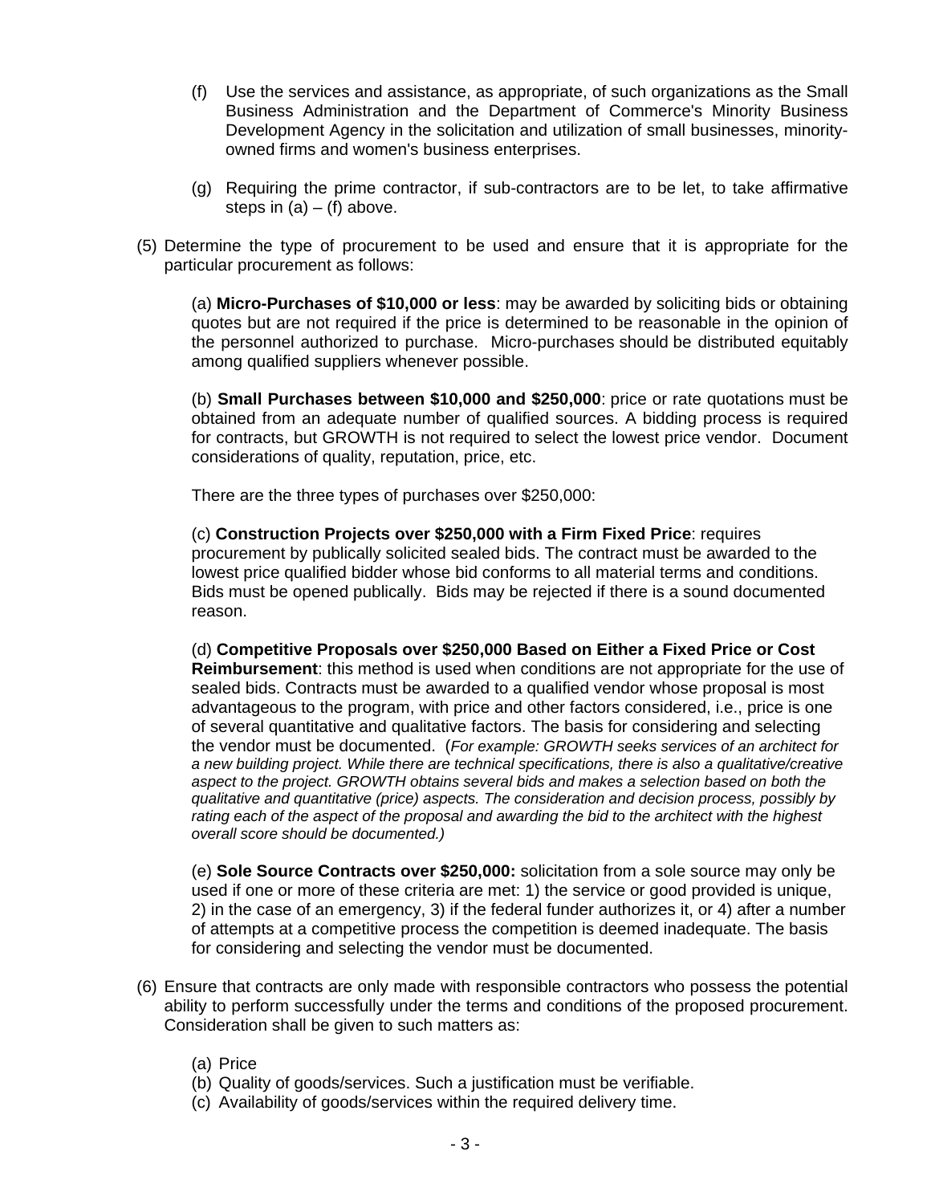(f) Use the services and assistance, as appropriate, of such organizations as the Small Business Administration and the Department of Commerce's Minority Business Development Agency in the solicitation and utilization of small businesses, minority-owned firms and women's business enterprises.

(g) Requiring the prime contractor, if sub-contractors are to be let, to take affirmative steps in (a) – (f) above.

(5) Determine the type of procurement to be used and ensure that it is appropriate for the particular procurement as follows:

(a) **Micro-Purchases of $10,000 or less**: may be awarded by soliciting bids or obtaining quotes but are not required if the price is determined to be reasonable in the opinion of the personnel authorized to purchase. Micro-purchases should be distributed equitably among qualified suppliers whenever possible.

(b) **Small Purchases between $10,000 and $250,000**: price or rate quotations must be obtained from an adequate number of qualified sources. A bidding process is required for contracts, but GROWTH is not required to select the lowest price vendor. Document considerations of quality, reputation, price, etc.

There are the three types of purchases over $250,000:

(c) **Construction Projects over $250,000 with a Firm Fixed Price**: requires procurement by publically solicited sealed bids. The contract must be awarded to the lowest price qualified bidder whose bid conforms to all material terms and conditions. Bids must be opened publically. Bids may be rejected if there is a sound documented reason.

(d) **Competitive Proposals over $250,000 Based on Either a Fixed Price or Cost Reimbursement**: this method is used when conditions are not appropriate for the use of sealed bids. Contracts must be awarded to a qualified vendor whose proposal is most advantageous to the program, with price and other factors considered, i.e., price is one of several quantitative and qualitative factors. The basis for considering and selecting the vendor must be documented. (*For example: GROWTH seeks services of an architect for a new building project. While there are technical specifications, there is also a qualitative/creative aspect to the project. GROWTH obtains several bids and makes a selection based on both the qualitative and quantitative (price) aspects. The consideration and decision process, possibly by rating each of the aspect of the proposal and awarding the bid to the architect with the highest overall score should be documented.)*

(e) **Sole Source Contracts over $250,000:** solicitation from a sole source may only be used if one or more of these criteria are met: 1) the service or good provided is unique, 2) in the case of an emergency, 3) if the federal funder authorizes it, or 4) after a number of attempts at a competitive process the competition is deemed inadequate. The basis for considering and selecting the vendor must be documented.

(6) Ensure that contracts are only made with responsible contractors who possess the potential ability to perform successfully under the terms and conditions of the proposed procurement. Consideration shall be given to such matters as:

(a) Price
(b) Quality of goods/services. Such a justification must be verifiable.
(c) Availability of goods/services within the required delivery time.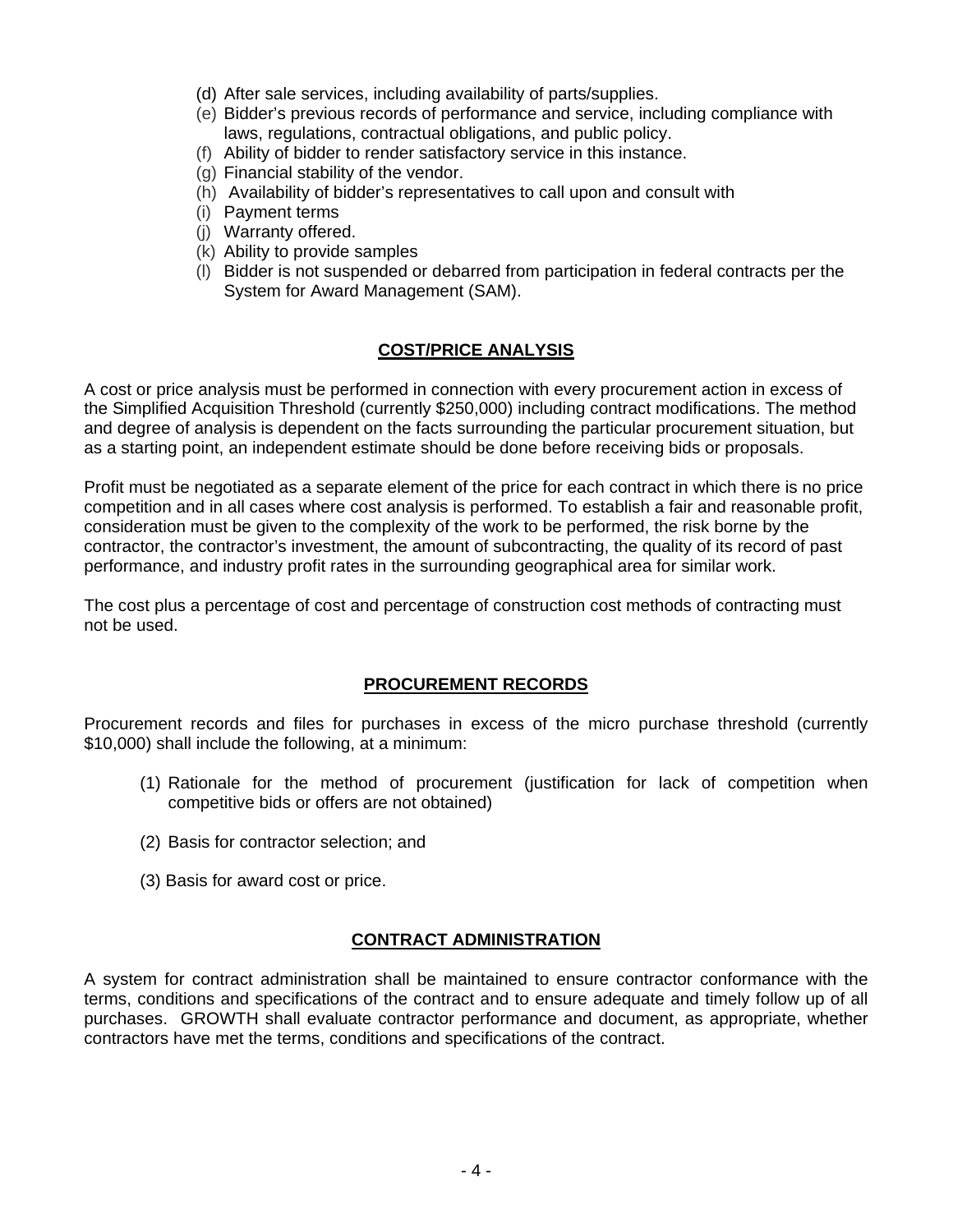(d) After sale services, including availability of parts/supplies.
(e) Bidder's previous records of performance and service, including compliance with laws, regulations, contractual obligations, and public policy.
(f) Ability of bidder to render satisfactory service in this instance.
(g) Financial stability of the vendor.
(h) Availability of bidder's representatives to call upon and consult with
(i) Payment terms
(j) Warranty offered.
(k) Ability to provide samples
(l) Bidder is not suspended or debarred from participation in federal contracts per the System for Award Management (SAM).

## COST/PRICE ANALYSIS

A cost or price analysis must be performed in connection with every procurement action in excess of the Simplified Acquisition Threshold (currently $250,000) including contract modifications. The method and degree of analysis is dependent on the facts surrounding the particular procurement situation, but as a starting point, an independent estimate should be done before receiving bids or proposals.

Profit must be negotiated as a separate element of the price for each contract in which there is no price competition and in all cases where cost analysis is performed. To establish a fair and reasonable profit, consideration must be given to the complexity of the work to be performed, the risk borne by the contractor, the contractor's investment, the amount of subcontracting, the quality of its record of past performance, and industry profit rates in the surrounding geographical area for similar work.

The cost plus a percentage of cost and percentage of construction cost methods of contracting must not be used.

## PROCUREMENT RECORDS

Procurement records and files for purchases in excess of the micro purchase threshold (currently $10,000) shall include the following, at a minimum:

(1) Rationale for the method of procurement (justification for lack of competition when competitive bids or offers are not obtained)

(2) Basis for contractor selection; and

(3) Basis for award cost or price.

## CONTRACT ADMINISTRATION

A system for contract administration shall be maintained to ensure contractor conformance with the terms, conditions and specifications of the contract and to ensure adequate and timely follow up of all purchases. GROWTH shall evaluate contractor performance and document, as appropriate, whether contractors have met the terms, conditions and specifications of the contract.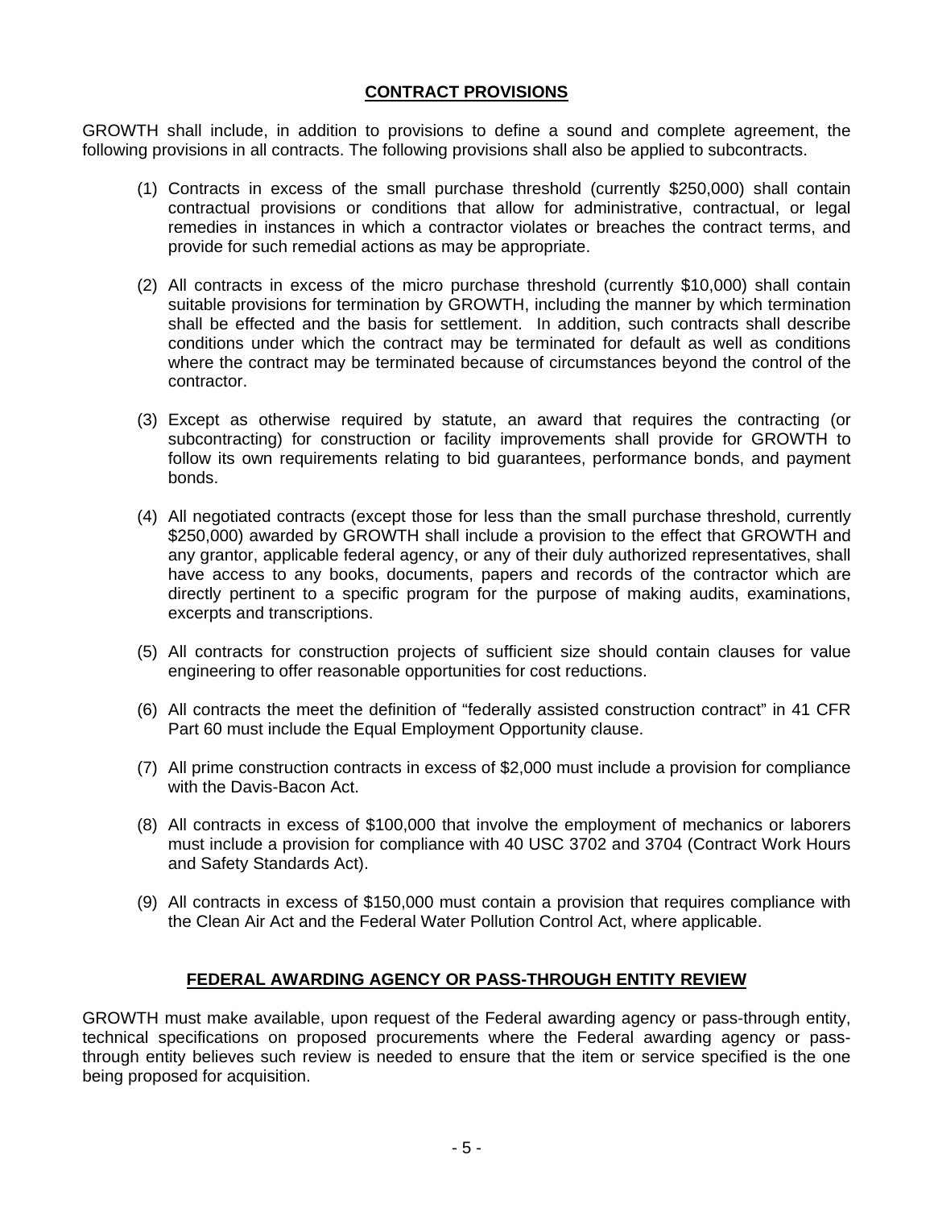## CONTRACT PROVISIONS

GROWTH shall include, in addition to provisions to define a sound and complete agreement, the following provisions in all contracts. The following provisions shall also be applied to subcontracts.

(1) Contracts in excess of the small purchase threshold (currently $250,000) shall contain contractual provisions or conditions that allow for administrative, contractual, or legal remedies in instances in which a contractor violates or breaches the contract terms, and provide for such remedial actions as may be appropriate.

(2) All contracts in excess of the micro purchase threshold (currently $10,000) shall contain suitable provisions for termination by GROWTH, including the manner by which termination shall be effected and the basis for settlement. In addition, such contracts shall describe conditions under which the contract may be terminated for default as well as conditions where the contract may be terminated because of circumstances beyond the control of the contractor.

(3) Except as otherwise required by statute, an award that requires the contracting (or subcontracting) for construction or facility improvements shall provide for GROWTH to follow its own requirements relating to bid guarantees, performance bonds, and payment bonds.

(4) All negotiated contracts (except those for less than the small purchase threshold, currently $250,000) awarded by GROWTH shall include a provision to the effect that GROWTH and any grantor, applicable federal agency, or any of their duly authorized representatives, shall have access to any books, documents, papers and records of the contractor which are directly pertinent to a specific program for the purpose of making audits, examinations, excerpts and transcriptions.

(5) All contracts for construction projects of sufficient size should contain clauses for value engineering to offer reasonable opportunities for cost reductions.

(6) All contracts the meet the definition of "federally assisted construction contract" in 41 CFR Part 60 must include the Equal Employment Opportunity clause.

(7) All prime construction contracts in excess of $2,000 must include a provision for compliance with the Davis-Bacon Act.

(8) All contracts in excess of $100,000 that involve the employment of mechanics or laborers must include a provision for compliance with 40 USC 3702 and 3704 (Contract Work Hours and Safety Standards Act).

(9) All contracts in excess of $150,000 must contain a provision that requires compliance with the Clean Air Act and the Federal Water Pollution Control Act, where applicable.

## FEDERAL AWARDING AGENCY OR PASS-THROUGH ENTITY REVIEW

GROWTH must make available, upon request of the Federal awarding agency or pass-through entity, technical specifications on proposed procurements where the Federal awarding agency or pass-through entity believes such review is needed to ensure that the item or service specified is the one being proposed for acquisition.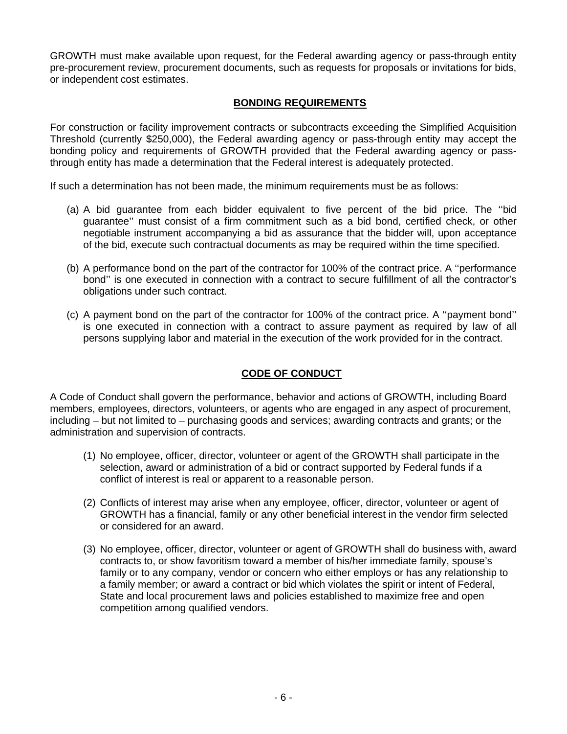GROWTH must make available upon request, for the Federal awarding agency or pass-through entity pre-procurement review, procurement documents, such as requests for proposals or invitations for bids, or independent cost estimates.

## BONDING REQUIREMENTS

For construction or facility improvement contracts or subcontracts exceeding the Simplified Acquisition Threshold (currently $250,000), the Federal awarding agency or pass-through entity may accept the bonding policy and requirements of GROWTH provided that the Federal awarding agency or pass-through entity has made a determination that the Federal interest is adequately protected.

If such a determination has not been made, the minimum requirements must be as follows:

(a) A bid guarantee from each bidder equivalent to five percent of the bid price. The ''bid guarantee'' must consist of a firm commitment such as a bid bond, certified check, or other negotiable instrument accompanying a bid as assurance that the bidder will, upon acceptance of the bid, execute such contractual documents as may be required within the time specified.

(b) A performance bond on the part of the contractor for 100% of the contract price. A ''performance bond'' is one executed in connection with a contract to secure fulfillment of all the contractor's obligations under such contract.

(c) A payment bond on the part of the contractor for 100% of the contract price. A ''payment bond'' is one executed in connection with a contract to assure payment as required by law of all persons supplying labor and material in the execution of the work provided for in the contract.

## CODE OF CONDUCT

A Code of Conduct shall govern the performance, behavior and actions of GROWTH, including Board members, employees, directors, volunteers, or agents who are engaged in any aspect of procurement, including – but not limited to – purchasing goods and services; awarding contracts and grants; or the administration and supervision of contracts.

(1) No employee, officer, director, volunteer or agent of the GROWTH shall participate in the selection, award or administration of a bid or contract supported by Federal funds if a conflict of interest is real or apparent to a reasonable person.

(2) Conflicts of interest may arise when any employee, officer, director, volunteer or agent of GROWTH has a financial, family or any other beneficial interest in the vendor firm selected or considered for an award.

(3) No employee, officer, director, volunteer or agent of GROWTH shall do business with, award contracts to, or show favoritism toward a member of his/her immediate family, spouse's family or to any company, vendor or concern who either employs or has any relationship to a family member; or award a contract or bid which violates the spirit or intent of Federal, State and local procurement laws and policies established to maximize free and open competition among qualified vendors.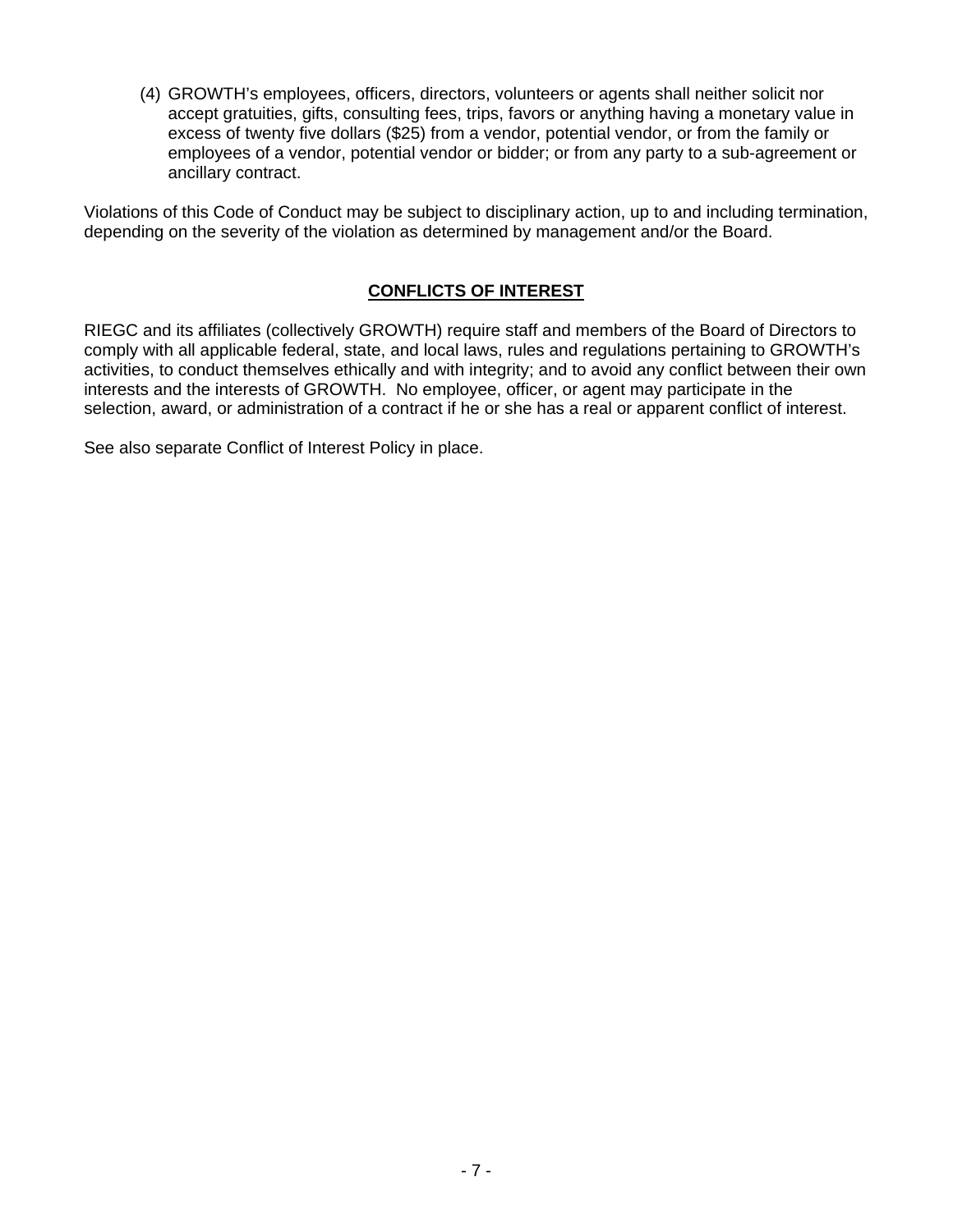(4) GROWTH's employees, officers, directors, volunteers or agents shall neither solicit nor accept gratuities, gifts, consulting fees, trips, favors or anything having a monetary value in excess of twenty five dollars ($25) from a vendor, potential vendor, or from the family or employees of a vendor, potential vendor or bidder; or from any party to a sub-agreement or ancillary contract.

Violations of this Code of Conduct may be subject to disciplinary action, up to and including termination, depending on the severity of the violation as determined by management and/or the Board.

## CONFLICTS OF INTEREST

RIEGC and its affiliates (collectively GROWTH) require staff and members of the Board of Directors to comply with all applicable federal, state, and local laws, rules and regulations pertaining to GROWTH's activities, to conduct themselves ethically and with integrity; and to avoid any conflict between their own interests and the interests of GROWTH. No employee, officer, or agent may participate in the selection, award, or administration of a contract if he or she has a real or apparent conflict of interest.

See also separate Conflict of Interest Policy in place.